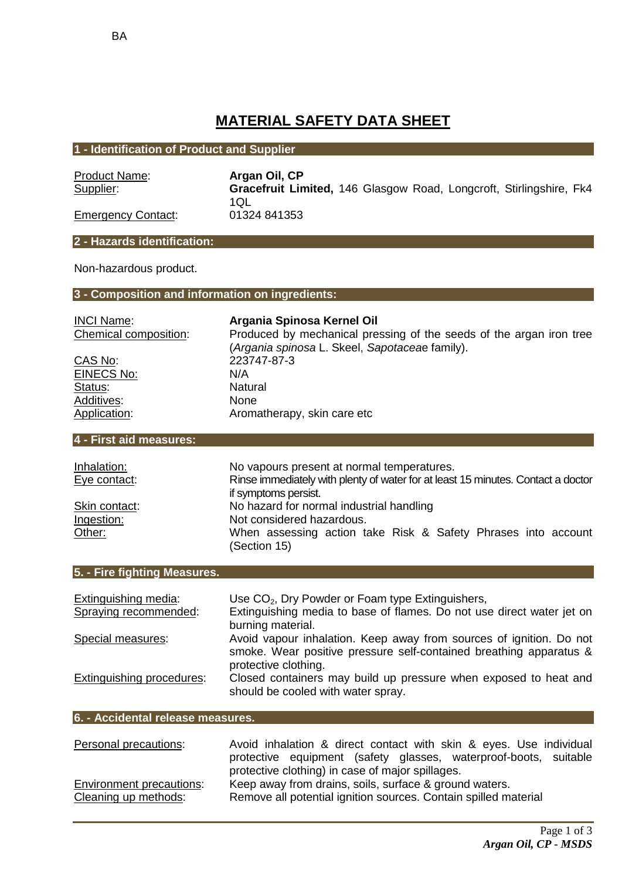BA

# MATERIAL SAFETY DATA SHEET

## 1 - Identification of Product and Supplier

| | |
|---|---|
| Product Name: | **Argan Oil, CP** |
| Supplier: | **Gracefruit Limited,** 146 Glasgow Road, Longcroft, Stirlingshire, Fk4 1QL |
| Emergency Contact: | 01324 841353 |

## 2 - Hazards identification:

Non-hazardous product.

## 3 - Composition and information on ingredients:

| | |
|---|---|
| INCI Name: | **Argania Spinosa Kernel Oil** |
| Chemical composition: | Produced by mechanical pressing of the seeds of the argan iron tree (*Argania spinosa* L. Skeel, *Sapotacea*e family). |
| CAS No: | 223747-87-3 |
| EINECS No: | N/A |
| Status: | Natural |
| Additives: | None |
| Application: | Aromatherapy, skin care etc |

## 4 - First aid measures:

| | |
|---|---|
| Inhalation: | No vapours present at normal temperatures. |
| Eye contact: | Rinse immediately with plenty of water for at least 15 minutes. Contact a doctor if symptoms persist. |
| Skin contact: | No hazard for normal industrial handling |
| Ingestion: | Not considered hazardous. |
| Other: | When assessing action take Risk & Safety Phrases into account (Section 15) |

## 5. - Fire fighting Measures.

| | |
|---|---|
| Extinguishing media: | Use $CO_2$, Dry Powder or Foam type Extinguishers, |
| Spraying recommended: | Extinguishing media to base of flames. Do not use direct water jet on burning material. |
| Special measures: | Avoid vapour inhalation. Keep away from sources of ignition. Do not smoke. Wear positive pressure self-contained breathing apparatus & protective clothing. |
| Extinguishing procedures: | Closed containers may build up pressure when exposed to heat and should be cooled with water spray. |

## 6. - Accidental release measures.

| | |
|---|---|
| Personal precautions: | Avoid inhalation & direct contact with skin & eyes. Use individual protective equipment (safety glasses, waterproof-boots, suitable protective clothing) in case of major spillages. |
| Environment precautions: | Keep away from drains, soils, surface & ground waters. |
| Cleaning up methods: | Remove all potential ignition sources. Contain spilled material |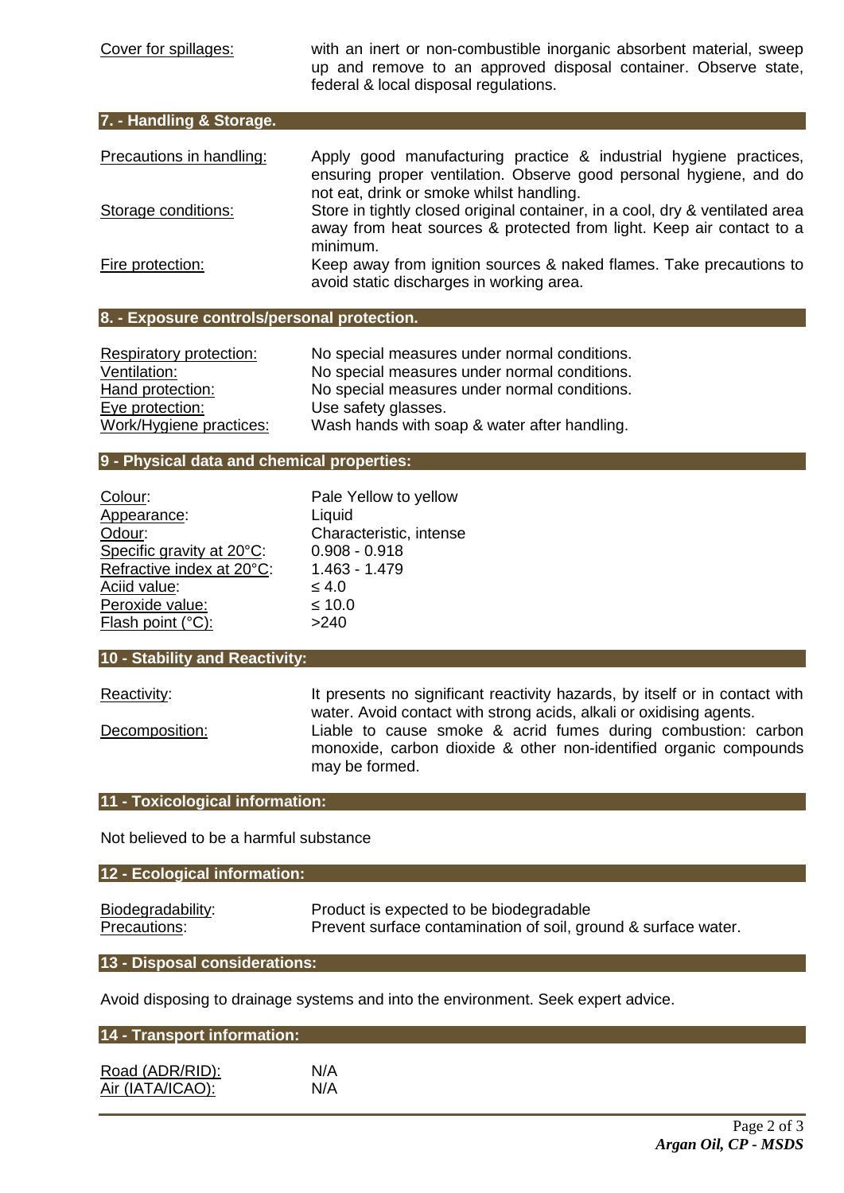Cover for spillages: with an inert or non-combustible inorganic absorbent material, sweep up and remove to an approved disposal container. Observe state, federal & local disposal regulations.

## 7. - Handling & Storage.

| | |
|---|---|
| Precautions in handling: | Apply good manufacturing practice & industrial hygiene practices, ensuring proper ventilation. Observe good personal hygiene, and do not eat, drink or smoke whilst handling. |
| Storage conditions: | Store in tightly closed original container, in a cool, dry & ventilated area away from heat sources & protected from light. Keep air contact to a minimum. |
| Fire protection: | Keep away from ignition sources & naked flames. Take precautions to avoid static discharges in working area. |

## 8. - Exposure controls/personal protection.

| | |
|---|---|
| Respiratory protection: | No special measures under normal conditions. |
| Ventilation: | No special measures under normal conditions. |
| Hand protection: | No special measures under normal conditions. |
| Eye protection: | Use safety glasses. |
| Work/Hygiene practices: | Wash hands with soap & water after handling. |

## 9 - Physical data and chemical properties:

| | |
|---|---|
| Colour: | Pale Yellow to yellow |
| Appearance: | Liquid |
| Odour: | Characteristic, intense |
| Specific gravity at 20°C: | 0.908 - 0.918 |
| Refractive index at 20°C: | 1.463 - 1.479 |
| Aciid value: | ≤ 4.0 |
| Peroxide value: | ≤ 10.0 |
| Flash point (°C): | >240 |

## 10 - Stability and Reactivity:

| | |
|---|---|
| Reactivity: | It presents no significant reactivity hazards, by itself or in contact with water. Avoid contact with strong acids, alkali or oxidising agents. |
| Decomposition: | Liable to cause smoke & acrid fumes during combustion: carbon monoxide, carbon dioxide & other non-identified organic compounds may be formed. |

## 11 - Toxicological information:

Not believed to be a harmful substance

## 12 - Ecological information:

| | |
|---|---|
| Biodegradability: | Product is expected to be biodegradable |
| Precautions: | Prevent surface contamination of soil, ground & surface water. |

## 13 - Disposal considerations:

Avoid disposing to drainage systems and into the environment. Seek expert advice.

## 14 - Transport information:

| | |
|---|---|
| Road (ADR/RID): | N/A |
| Air (IATA/ICAO): | N/A |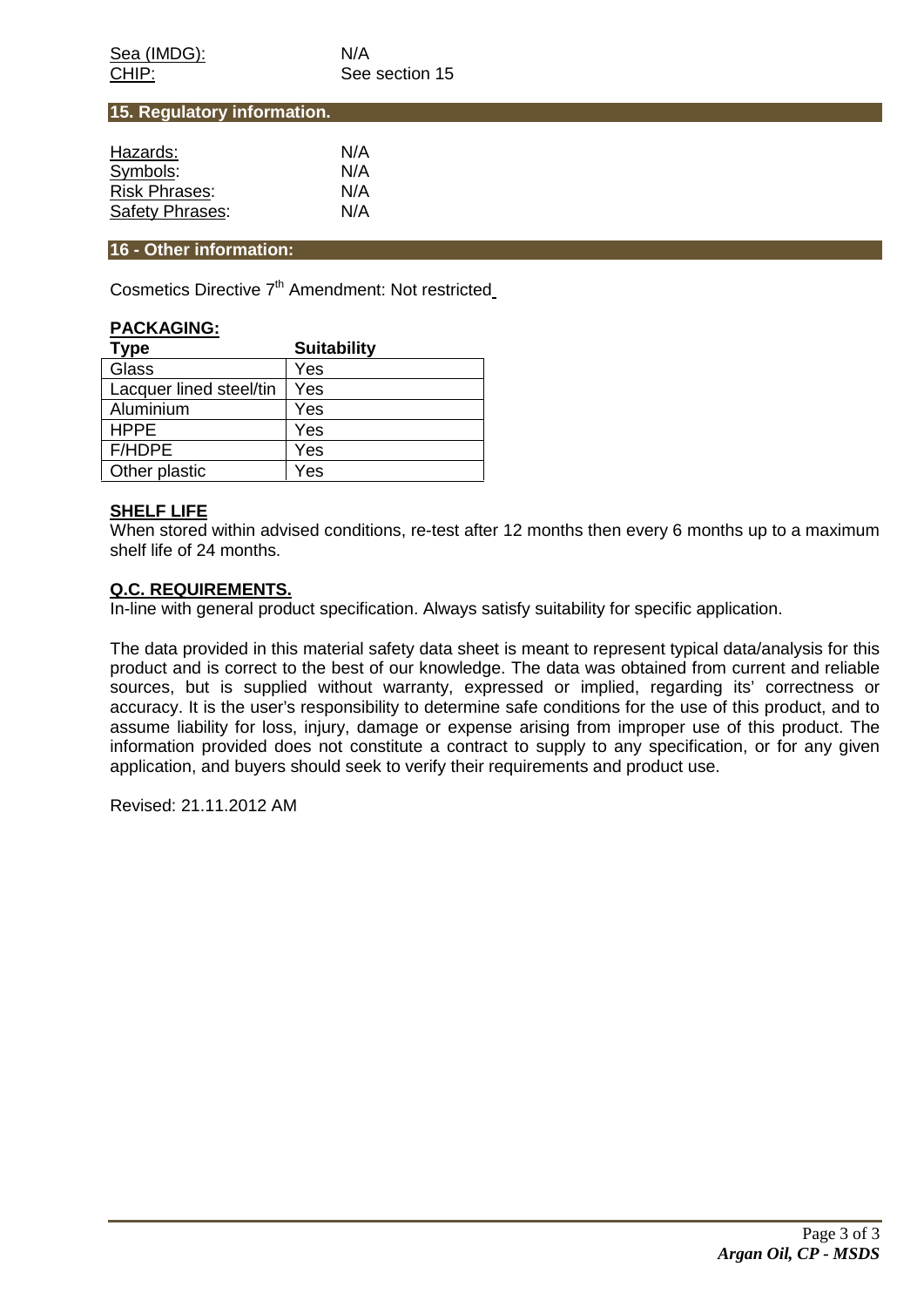Sea (IMDG): N/A
CHIP: See section 15

## 15. Regulatory information.

Hazards: N/A
Symbols: N/A
Risk Phrases: N/A
Safety Phrases: N/A

## 16 - Other information:

Cosmetics Directive 7th Amendment: Not restricted

**PACKAGING:**

| Type | Suitability |
|---|---|
| Glass | Yes |
| Lacquer lined steel/tin | Yes |
| Aluminium | Yes |
| HPPE | Yes |
| F/HDPE | Yes |
| Other plastic | Yes |

**SHELF LIFE**

When stored within advised conditions, re-test after 12 months then every 6 months up to a maximum shelf life of 24 months.

**Q.C. REQUIREMENTS.**

In-line with general product specification. Always satisfy suitability for specific application.

The data provided in this material safety data sheet is meant to represent typical data/analysis for this product and is correct to the best of our knowledge. The data was obtained from current and reliable sources, but is supplied without warranty, expressed or implied, regarding its' correctness or accuracy. It is the user's responsibility to determine safe conditions for the use of this product, and to assume liability for loss, injury, damage or expense arising from improper use of this product. The information provided does not constitute a contract to supply to any specification, or for any given application, and buyers should seek to verify their requirements and product use.

Revised: 21.11.2012 AM